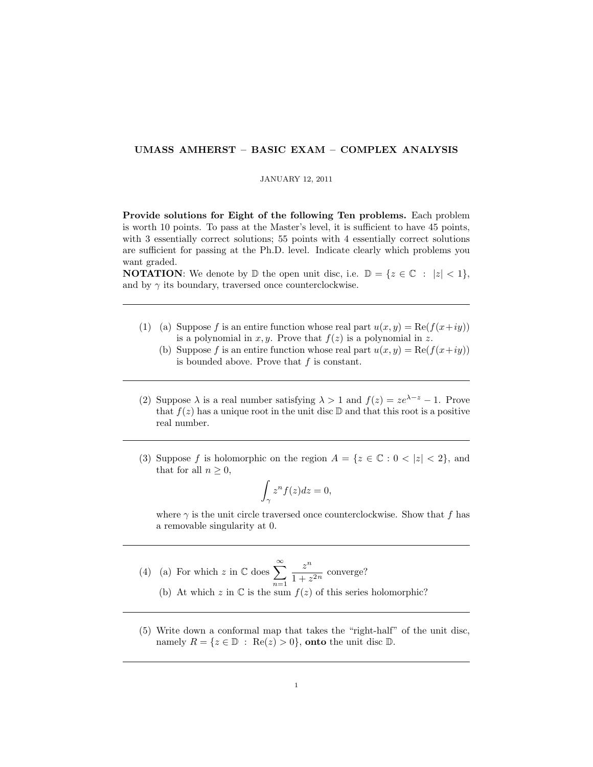# UMASS AMHERST – BASIC EXAM – COMPLEX ANALYSIS

JANUARY 12, 2011

**Provide solutions for Eight of the following Ten problems.** Each problem is worth 10 points. To pass at the Master's level, it is sufficient to have 45 points, with 3 essentially correct solutions; 55 points with 4 essentially correct solutions are sufficient for passing at the Ph.D. level. Indicate clearly which problems you want graded.

**NOTATION**: We denote by $\mathbb{D}$ the open unit disc, i.e. $\mathbb{D} = \{z \in \mathbb{C} \ : \ |z| < 1\}$, and by $\gamma$ its boundary, traversed once counterclockwise.

---

(1) (a) Suppose $f$ is an entire function whose real part $u(x, y) = \operatorname{Re}(f(x+iy))$ is a polynomial in $x, y$. Prove that $f(z)$ is a polynomial in $z$.

(b) Suppose $f$ is an entire function whose real part $u(x, y) = \operatorname{Re}(f(x+iy))$ is bounded above. Prove that $f$ is constant.

---

(2) Suppose $\lambda$ is a real number satisfying $\lambda > 1$ and $f(z) = ze^{\lambda - z} - 1$. Prove that $f(z)$ has a unique root in the unit disc $\mathbb{D}$ and that this root is a positive real number.

---

(3) Suppose $f$ is holomorphic on the region $A = \{z \in \mathbb{C} : 0 < |z| < 2\}$, and that for all $n \geq 0$,

$$\int_{\gamma} z^n f(z) dz = 0,$$

where $\gamma$ is the unit circle traversed once counterclockwise. Show that $f$ has a removable singularity at 0.

---

(4) (a) For which $z$ in $\mathbb{C}$ does $\displaystyle\sum_{n=1}^{\infty} \frac{z^n}{1 + z^{2n}}$ converge?

(b) At which $z$ in $\mathbb{C}$ is the sum $f(z)$ of this series holomorphic?

---

(5) Write down a conformal map that takes the "right-half" of the unit disc, namely $R = \{z \in \mathbb{D} \ : \ \operatorname{Re}(z) > 0\}$, **onto** the unit disc $\mathbb{D}$.

---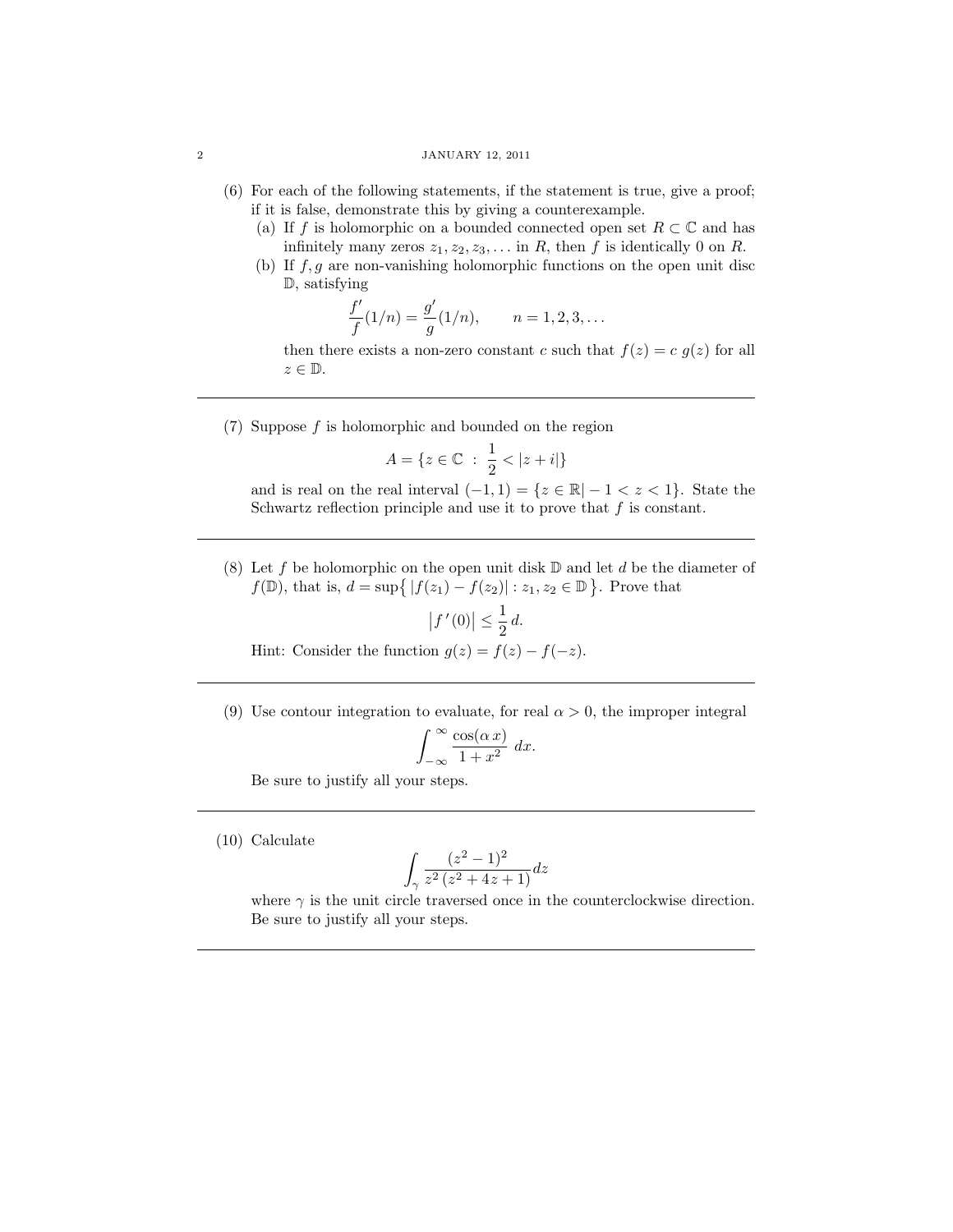(6) For each of the following statements, if the statement is true, give a proof; if it is false, demonstrate this by giving a counterexample.

   (a) If $f$ is holomorphic on a bounded connected open set $R \subset \mathbb{C}$ and has infinitely many zeros $z_1, z_2, z_3, \ldots$ in $R$, then $f$ is identically 0 on $R$.

   (b) If $f, g$ are non-vanishing holomorphic functions on the open unit disc $\mathbb{D}$, satisfying

$$\frac{f'}{f}(1/n) = \frac{g'}{g}(1/n), \qquad n = 1, 2, 3, \ldots$$

   then there exists a non-zero constant $c$ such that $f(z) = c\, g(z)$ for all $z \in \mathbb{D}$.

---

(7) Suppose $f$ is holomorphic and bounded on the region

$$A = \{z \in \mathbb{C} \ : \ \frac{1}{2} < |z + i|\}$$

and is real on the real interval $(-1, 1) = \{z \in \mathbb{R} | -1 < z < 1\}$. State the Schwartz reflection principle and use it to prove that $f$ is constant.

---

(8) Let $f$ be holomorphic on the open unit disk $\mathbb{D}$ and let $d$ be the diameter of $f(\mathbb{D})$, that is, $d = \sup\{\, |f(z_1) - f(z_2)| : z_1, z_2 \in \mathbb{D}\,\}$. Prove that

$$|f'(0)| \leq \frac{1}{2}\, d.$$

Hint: Consider the function $g(z) = f(z) - f(-z)$.

---

(9) Use contour integration to evaluate, for real $\alpha > 0$, the improper integral

$$\int_{-\infty}^{\infty} \frac{\cos(\alpha\, x)}{1 + x^2}\ dx.$$

Be sure to justify all your steps.

---

(10) Calculate

$$\int_{\gamma} \frac{(z^2 - 1)^2}{z^2\,(z^2 + 4z + 1)} dz$$

where $\gamma$ is the unit circle traversed once in the counterclockwise direction. Be sure to justify all your steps.

---